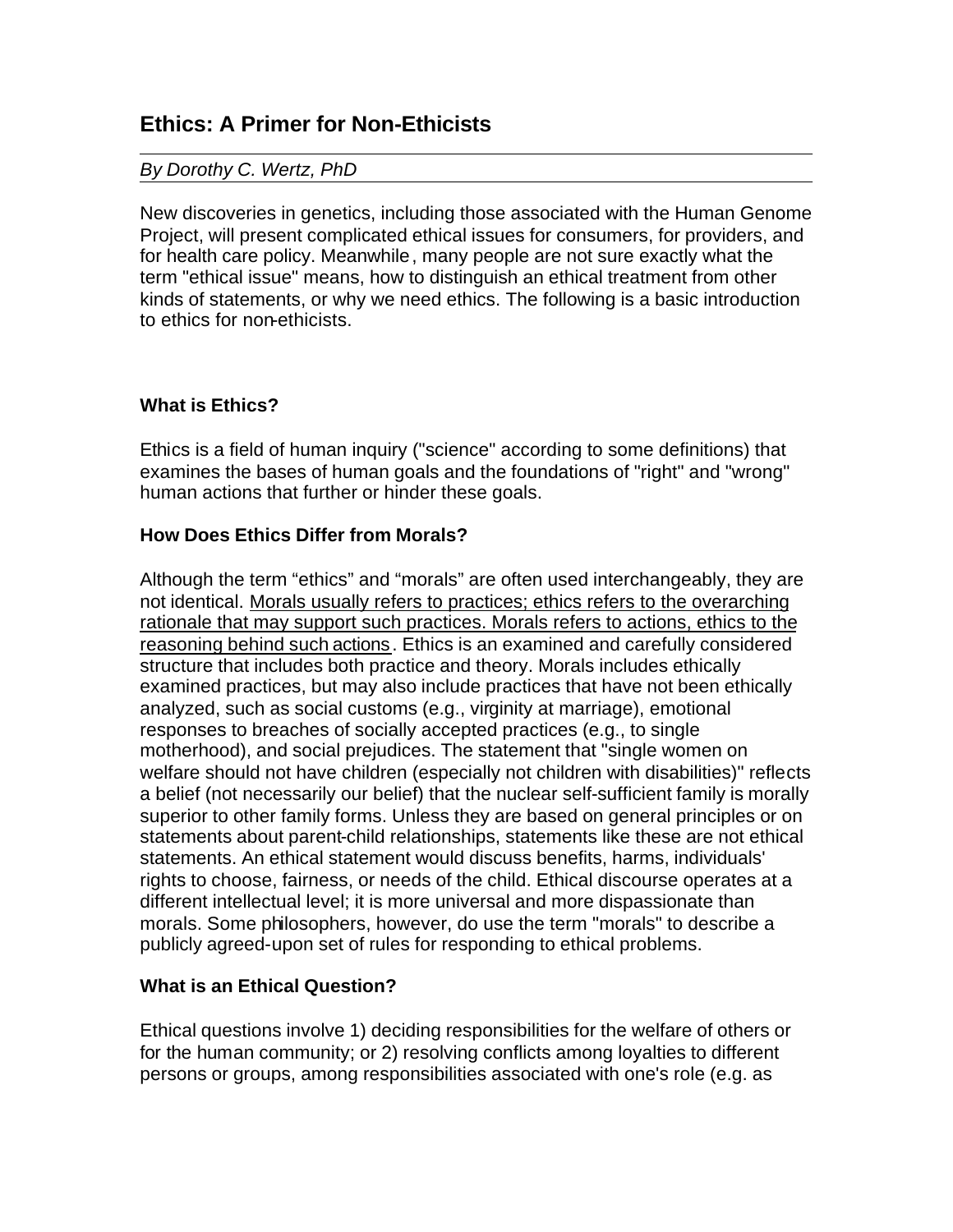# Ethics: A Primer for Non-Ethicists

*By Dorothy C. Wertz, PhD*

New discoveries in genetics, including those associated with the Human Genome Project, will present complicated ethical issues for consumers, for providers, and for health care policy. Meanwhile, many people are not sure exactly what the term "ethical issue" means, how to distinguish an ethical treatment from other kinds of statements, or why we need ethics. The following is a basic introduction to ethics for non-ethicists.

## What is Ethics?

Ethics is a field of human inquiry ("science" according to some definitions) that examines the bases of human goals and the foundations of "right" and "wrong" human actions that further or hinder these goals.

## How Does Ethics Differ from Morals?

Although the term "ethics" and "morals" are often used interchangeably, they are not identical. <u>Morals usually refers to practices; ethics refers to the overarching rationale that may support such practices. Morals refers to actions, ethics to the reasoning behind such actions</u>. Ethics is an examined and carefully considered structure that includes both practice and theory. Morals includes ethically examined practices, but may also include practices that have not been ethically analyzed, such as social customs (e.g., virginity at marriage), emotional responses to breaches of socially accepted practices (e.g., to single motherhood), and social prejudices. The statement that "single women on welfare should not have children (especially not children with disabilities)" reflects a belief (not necessarily our belief) that the nuclear self-sufficient family is morally superior to other family forms. Unless they are based on general principles or on statements about parent-child relationships, statements like these are not ethical statements. An ethical statement would discuss benefits, harms, individuals' rights to choose, fairness, or needs of the child. Ethical discourse operates at a different intellectual level; it is more universal and more dispassionate than morals. Some philosophers, however, do use the term "morals" to describe a publicly agreed-upon set of rules for responding to ethical problems.

## What is an Ethical Question?

Ethical questions involve 1) deciding responsibilities for the welfare of others or for the human community; or 2) resolving conflicts among loyalties to different persons or groups, among responsibilities associated with one's role (e.g. as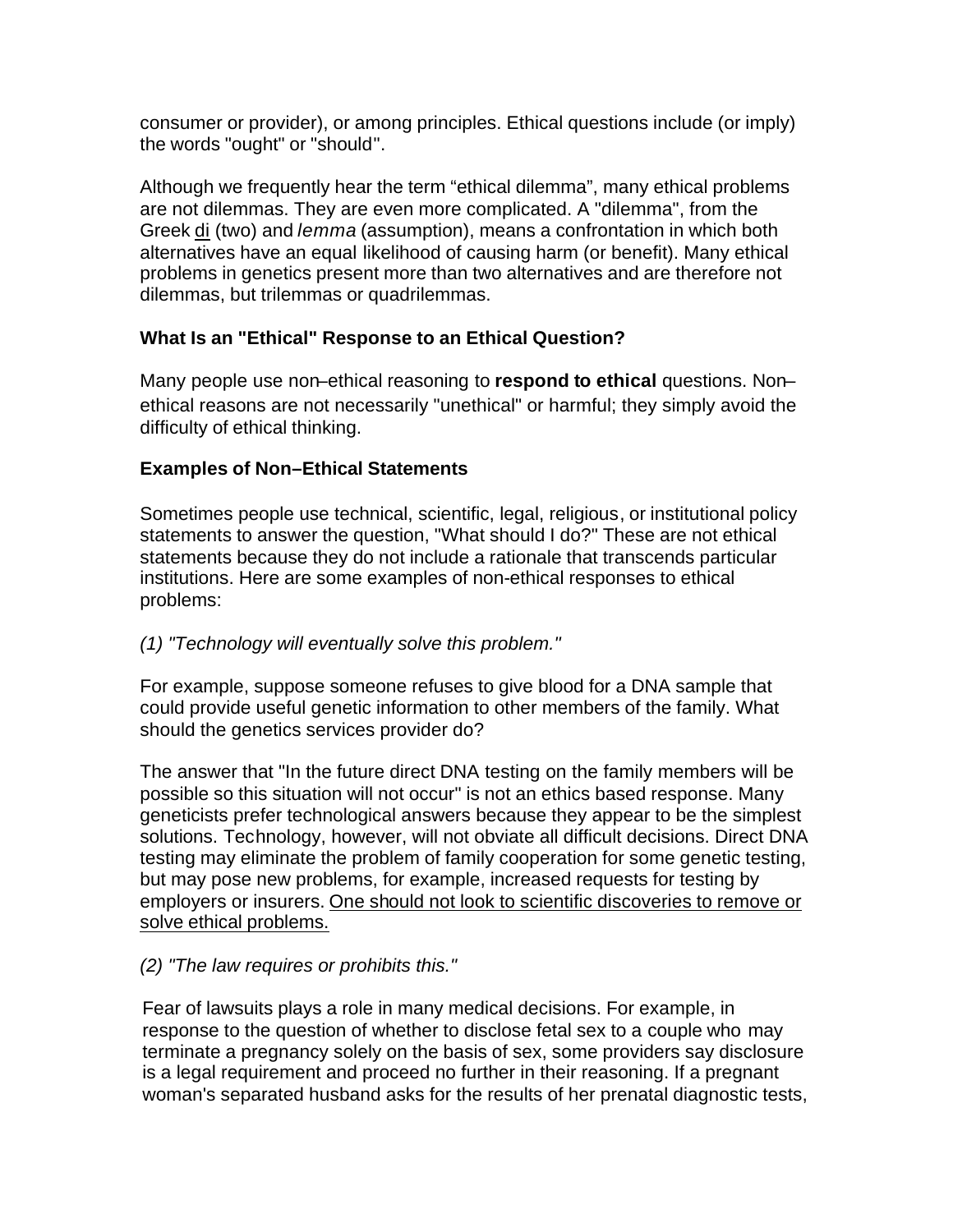consumer or provider), or among principles. Ethical questions include (or imply) the words "ought" or "should".

Although we frequently hear the term "ethical dilemma", many ethical problems are not dilemmas. They are even more complicated. A "dilemma", from the Greek di (two) and *lemma* (assumption), means a confrontation in which both alternatives have an equal likelihood of causing harm (or benefit). Many ethical problems in genetics present more than two alternatives and are therefore not dilemmas, but trilemmas or quadrilemmas.

### What Is an "Ethical" Response to an Ethical Question?

Many people use non–ethical reasoning to **respond to ethical** questions. Non–ethical reasons are not necessarily "unethical" or harmful; they simply avoid the difficulty of ethical thinking.

### Examples of Non–Ethical Statements

Sometimes people use technical, scientific, legal, religious, or institutional policy statements to answer the question, "What should I do?" These are not ethical statements because they do not include a rationale that transcends particular institutions. Here are some examples of non-ethical responses to ethical problems:

*(1) "Technology will eventually solve this problem."*

For example, suppose someone refuses to give blood for a DNA sample that could provide useful genetic information to other members of the family. What should the genetics services provider do?

The answer that "In the future direct DNA testing on the family members will be possible so this situation will not occur" is not an ethics based response. Many geneticists prefer technological answers because they appear to be the simplest solutions. Technology, however, will not obviate all difficult decisions. Direct DNA testing may eliminate the problem of family cooperation for some genetic testing, but may pose new problems, for example, increased requests for testing by employers or insurers. One should not look to scientific discoveries to remove or solve ethical problems.

*(2) "The law requires or prohibits this."*

Fear of lawsuits plays a role in many medical decisions. For example, in response to the question of whether to disclose fetal sex to a couple who may terminate a pregnancy solely on the basis of sex, some providers say disclosure is a legal requirement and proceed no further in their reasoning. If a pregnant woman's separated husband asks for the results of her prenatal diagnostic tests,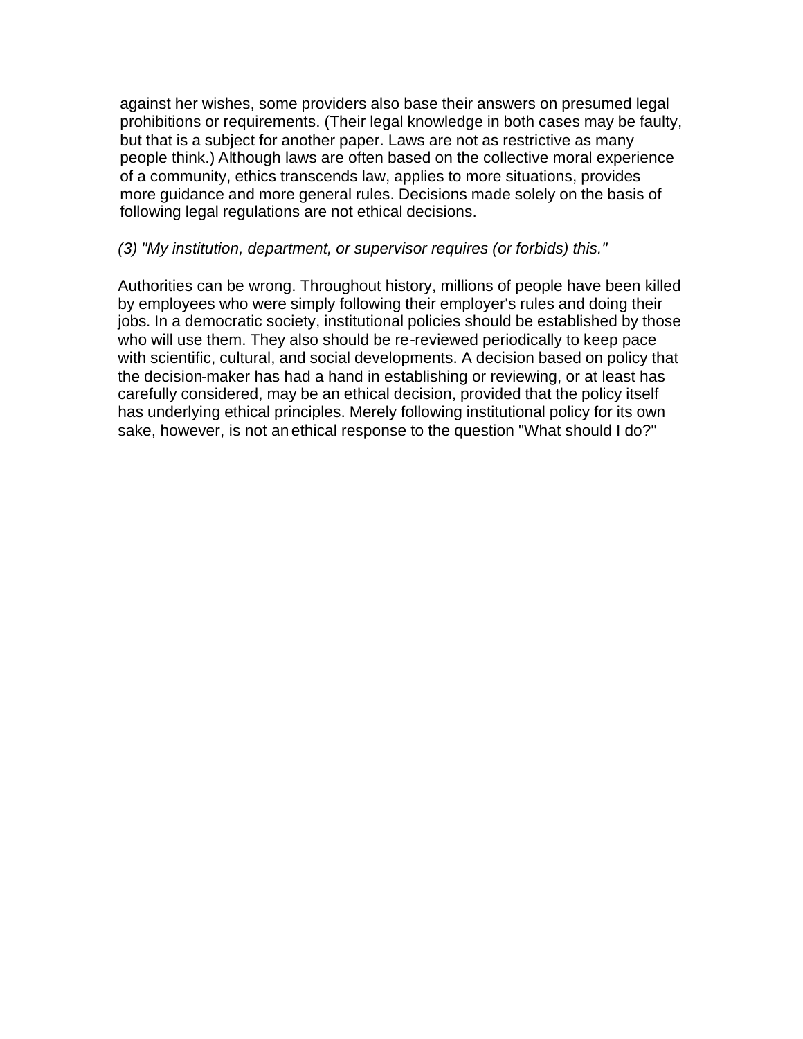against her wishes, some providers also base their answers on presumed legal prohibitions or requirements. (Their legal knowledge in both cases may be faulty, but that is a subject for another paper. Laws are not as restrictive as many people think.) Although laws are often based on the collective moral experience of a community, ethics transcends law, applies to more situations, provides more guidance and more general rules. Decisions made solely on the basis of following legal regulations are not ethical decisions.

*(3) "My institution, department, or supervisor requires (or forbids) this."*

Authorities can be wrong. Throughout history, millions of people have been killed by employees who were simply following their employer's rules and doing their jobs. In a democratic society, institutional policies should be established by those who will use them. They also should be re-reviewed periodically to keep pace with scientific, cultural, and social developments. A decision based on policy that the decision-maker has had a hand in establishing or reviewing, or at least has carefully considered, may be an ethical decision, provided that the policy itself has underlying ethical principles. Merely following institutional policy for its own sake, however, is not an ethical response to the question "What should I do?"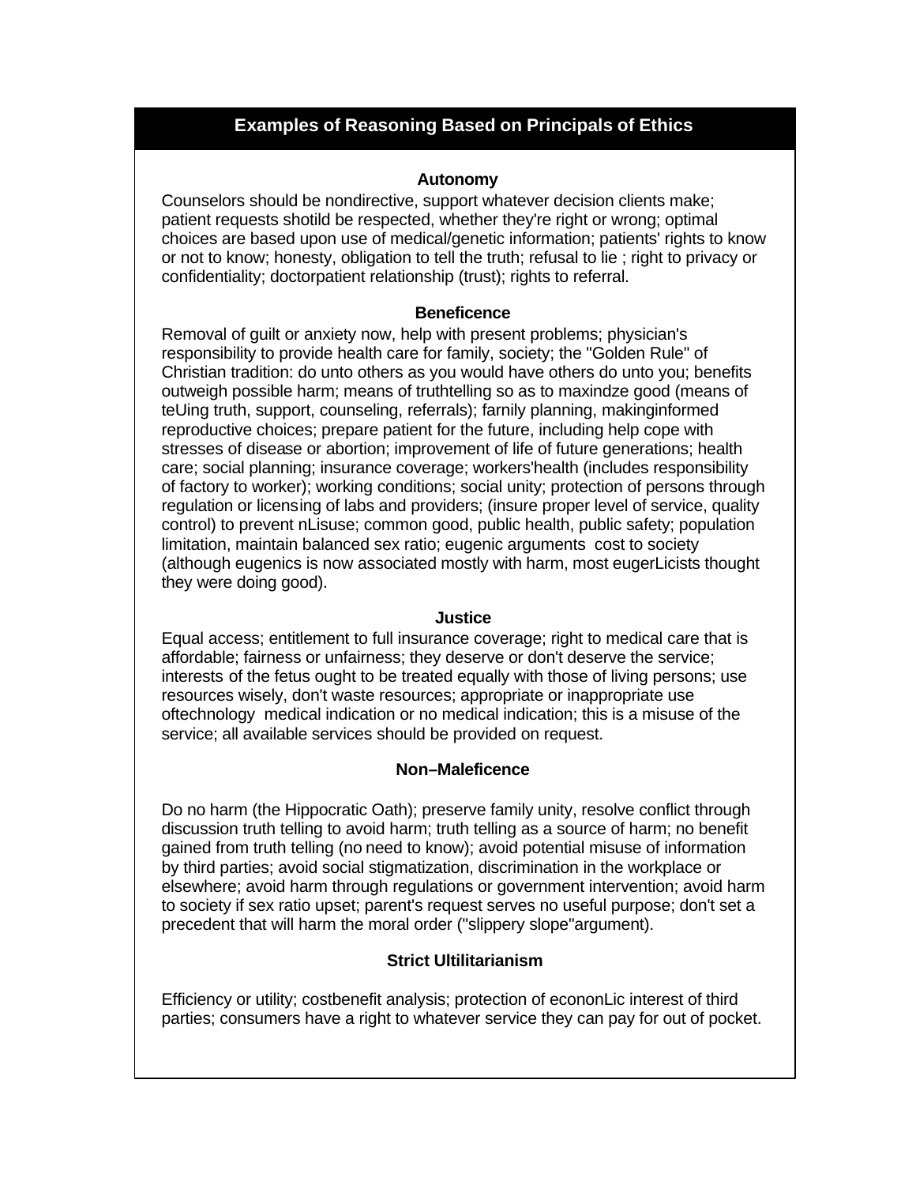## Examples of Reasoning Based on Principals of Ethics

### Autonomy

Counselors should be nondirective, support whatever decision clients make; patient requests shotild be respected, whether they're right or wrong; optimal choices are based upon use of medical/genetic information; patients' rights to know or not to know; honesty, obligation to tell the truth; refusal to lie ; right to privacy or confidentiality; doctorpatient relationship (trust); rights to referral.

### Beneficence

Removal of guilt or anxiety now, help with present problems; physician's responsibility to provide health care for family, society; the "Golden Rule" of Christian tradition: do unto others as you would have others do unto you; benefits outweigh possible harm; means of truthtelling so as to maxindze good (means of teUing truth, support, counseling, referrals); farnily planning, makinginformed reproductive choices; prepare patient for the future, including help cope with stresses of disease or abortion; improvement of life of future generations; health care; social planning; insurance coverage; workers'health (includes responsibility of factory to worker); working conditions; social unity; protection of persons through regulation or licensing of labs and providers; (insure proper level of service, quality control) to prevent nLisuse; common good, public health, public safety; population limitation, maintain balanced sex ratio; eugenic arguments cost to society (although eugenics is now associated mostly with harm, most eugerLicists thought they were doing good).

### Justice

Equal access; entitlement to full insurance coverage; right to medical care that is affordable; fairness or unfairness; they deserve or don't deserve the service; interests of the fetus ought to be treated equally with those of living persons; use resources wisely, don't waste resources; appropriate or inappropriate use oftechnology medical indication or no medical indication; this is a misuse of the service; all available services should be provided on request.

### Non–Maleficence

Do no harm (the Hippocratic Oath); preserve family unity, resolve conflict through discussion truth telling to avoid harm; truth telling as a source of harm; no benefit gained from truth telling (no need to know); avoid potential misuse of information by third parties; avoid social stigmatization, discrimination in the workplace or elsewhere; avoid harm through regulations or government intervention; avoid harm to society if sex ratio upset; parent's request serves no useful purpose; don't set a precedent that will harm the moral order ("slippery slope"argument).

### Strict Ultilitarianism

Efficiency or utility; costbenefit analysis; protection of econonLic interest of third parties; consumers have a right to whatever service they can pay for out of pocket.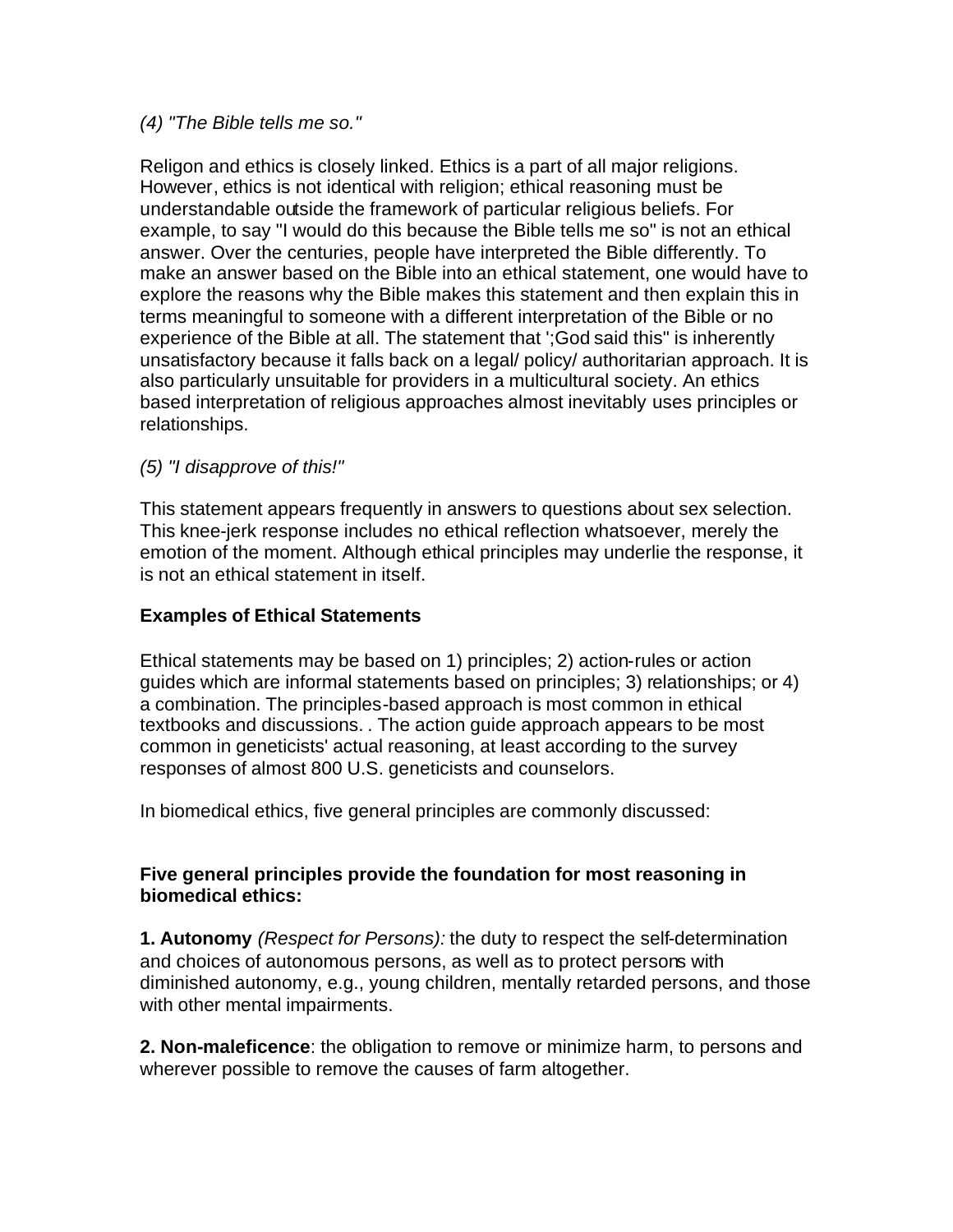*(4) "The Bible tells me so."*

Religon and ethics is closely linked. Ethics is a part of all major religions. However, ethics is not identical with religion; ethical reasoning must be understandable outside the framework of particular religious beliefs. For example, to say "I would do this because the Bible tells me so" is not an ethical answer. Over the centuries, people have interpreted the Bible differently. To make an answer based on the Bible into an ethical statement, one would have to explore the reasons why the Bible makes this statement and then explain this in terms meaningful to someone with a different interpretation of the Bible or no experience of the Bible at all. The statement that ';God said this" is inherently unsatisfactory because it falls back on a legal/ policy/ authoritarian approach. It is also particularly unsuitable for providers in a multicultural society. An ethics based interpretation of religious approaches almost inevitably uses principles or relationships.

*(5) "I disapprove of this!"*

This statement appears frequently in answers to questions about sex selection. This knee-jerk response includes no ethical reflection whatsoever, merely the emotion of the moment. Although ethical principles may underlie the response, it is not an ethical statement in itself.

**Examples of Ethical Statements**

Ethical statements may be based on 1) principles; 2) action-rules or action guides which are informal statements based on principles; 3) relationships; or 4) a combination. The principles-based approach is most common in ethical textbooks and discussions. . The action guide approach appears to be most common in geneticists' actual reasoning, at least according to the survey responses of almost 800 U.S. geneticists and counselors.

In biomedical ethics, five general principles are commonly discussed:

**Five general principles provide the foundation for most reasoning in biomedical ethics:**

**1. Autonomy** *(Respect for Persons):* the duty to respect the self-determination and choices of autonomous persons, as well as to protect persons with diminished autonomy, e.g., young children, mentally retarded persons, and those with other mental impairments.

**2. Non-maleficence**: the obligation to remove or minimize harm, to persons and wherever possible to remove the causes of farm altogether.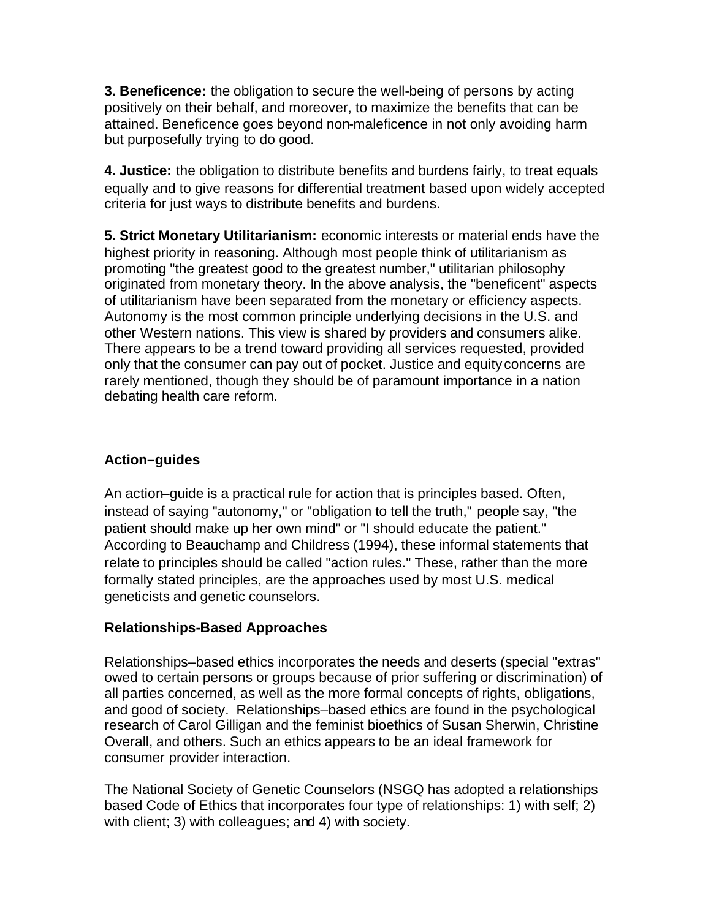**3. Beneficence:** the obligation to secure the well-being of persons by acting positively on their behalf, and moreover, to maximize the benefits that can be attained. Beneficence goes beyond non-maleficence in not only avoiding harm but purposefully trying to do good.

**4. Justice:** the obligation to distribute benefits and burdens fairly, to treat equals equally and to give reasons for differential treatment based upon widely accepted criteria for just ways to distribute benefits and burdens.

**5. Strict Monetary Utilitarianism:** economic interests or material ends have the highest priority in reasoning. Although most people think of utilitarianism as promoting "the greatest good to the greatest number," utilitarian philosophy originated from monetary theory. In the above analysis, the "beneficent" aspects of utilitarianism have been separated from the monetary or efficiency aspects. Autonomy is the most common principle underlying decisions in the U.S. and other Western nations. This view is shared by providers and consumers alike. There appears to be a trend toward providing all services requested, provided only that the consumer can pay out of pocket. Justice and equity concerns are rarely mentioned, though they should be of paramount importance in a nation debating health care reform.

### Action–guides

An action–guide is a practical rule for action that is principles based. Often, instead of saying "autonomy," or "obligation to tell the truth," people say, "the patient should make up her own mind" or "I should educate the patient." According to Beauchamp and Childress (1994), these informal statements that relate to principles should be called "action rules." These, rather than the more formally stated principles, are the approaches used by most U.S. medical geneticists and genetic counselors.

### Relationships-Based Approaches

Relationships–based ethics incorporates the needs and deserts (special "extras" owed to certain persons or groups because of prior suffering or discrimination) of all parties concerned, as well as the more formal concepts of rights, obligations, and good of society. Relationships–based ethics are found in the psychological research of Carol Gilligan and the feminist bioethics of Susan Sherwin, Christine Overall, and others. Such an ethics appears to be an ideal framework for consumer provider interaction.

The National Society of Genetic Counselors (NSGQ has adopted a relationships based Code of Ethics that incorporates four type of relationships: 1) with self; 2) with client; 3) with colleagues; and 4) with society.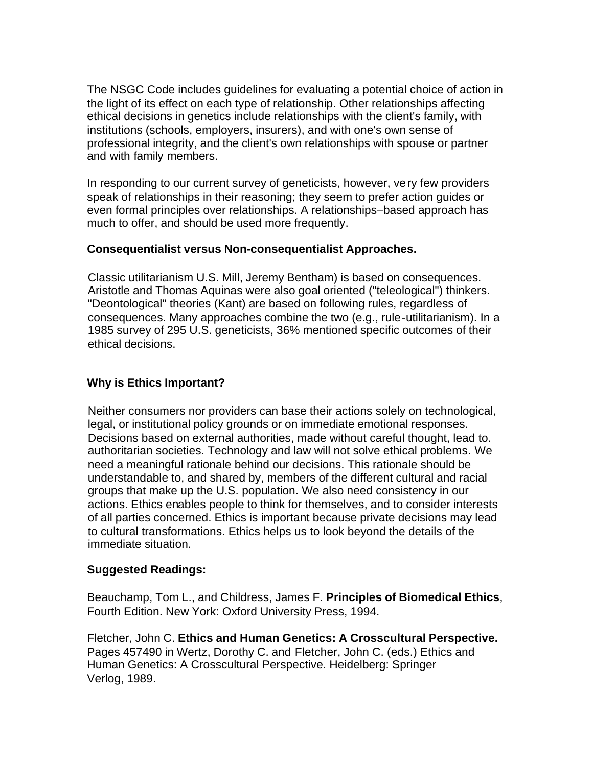The NSGC Code includes guidelines for evaluating a potential choice of action in the light of its effect on each type of relationship. Other relationships affecting ethical decisions in genetics include relationships with the client's family, with institutions (schools, employers, insurers), and with one's own sense of professional integrity, and the client's own relationships with spouse or partner and with family members.

In responding to our current survey of geneticists, however, very few providers speak of relationships in their reasoning; they seem to prefer action guides or even formal principles over relationships. A relationships–based approach has much to offer, and should be used more frequently.

**Consequentialist versus Non-consequentialist Approaches.**

Classic utilitarianism U.S. Mill, Jeremy Bentham) is based on consequences. Aristotle and Thomas Aquinas were also goal oriented ("teleological") thinkers. "Deontological" theories (Kant) are based on following rules, regardless of consequences. Many approaches combine the two (e.g., rule-utilitarianism). In a 1985 survey of 295 U.S. geneticists, 36% mentioned specific outcomes of their ethical decisions.

**Why is Ethics Important?**

Neither consumers nor providers can base their actions solely on technological, legal, or institutional policy grounds or on immediate emotional responses. Decisions based on external authorities, made without careful thought, lead to. authoritarian societies. Technology and law will not solve ethical problems. We need a meaningful rationale behind our decisions. This rationale should be understandable to, and shared by, members of the different cultural and racial groups that make up the U.S. population. We also need consistency in our actions. Ethics enables people to think for themselves, and to consider interests of all parties concerned. Ethics is important because private decisions may lead to cultural transformations. Ethics helps us to look beyond the details of the immediate situation.

**Suggested Readings:**

Beauchamp, Tom L., and Childress, James F. **Principles of Biomedical Ethics**, Fourth Edition. New York: Oxford University Press, 1994.

Fletcher, John C. **Ethics and Human Genetics: A Crosscultural Perspective.** Pages 457490 in Wertz, Dorothy C. and Fletcher, John C. (eds.) Ethics and Human Genetics: A Crosscultural Perspective. Heidelberg: Springer Verlog, 1989.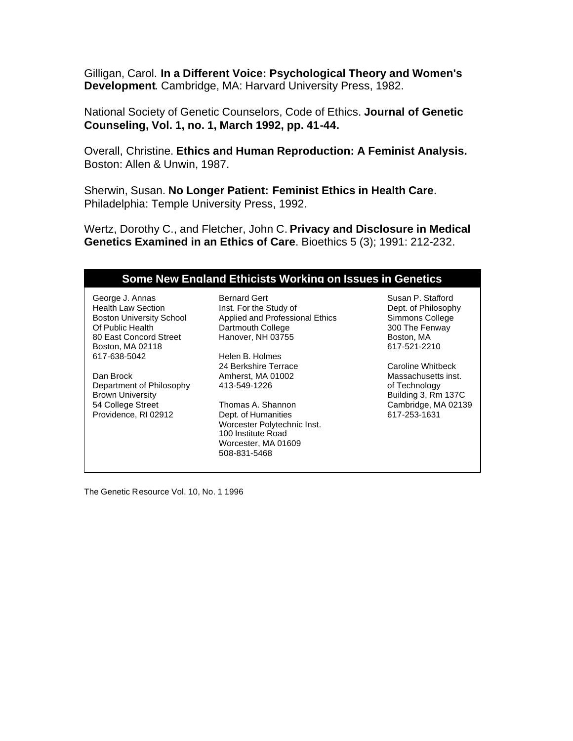Gilligan, Carol. **In a Different Voice: Psychological Theory and Women's Development**. Cambridge, MA: Harvard University Press, 1982.

National Society of Genetic Counselors, Code of Ethics. **Journal of Genetic Counseling, Vol. 1, no. 1, March 1992, pp. 41-44.**

Overall, Christine. **Ethics and Human Reproduction: A Feminist Analysis.** Boston: Allen & Unwin, 1987.

Sherwin, Susan. **No Longer Patient: Feminist Ethics in Health Care**. Philadelphia: Temple University Press, 1992.

Wertz, Dorothy C., and Fletcher, John C. **Privacy and Disclosure in Medical Genetics Examined in an Ethics of Care**. Bioethics 5 (3); 1991: 212-232.

## Some New England Ethicists Working on Issues in Genetics

George J. Annas
Health Law Section
Boston University School Of Public Health
80 East Concord Street
Boston, MA 02118
617-638-5042

Dan Brock
Department of Philosophy
Brown University
54 College Street
Providence, RI 02912

Bernard Gert
Inst. For the Study of Applied and Professional Ethics
Dartmouth College
Hanover, NH 03755

Helen B. Holmes
24 Berkshire Terrace
Amherst, MA 01002
413-549-1226

Thomas A. Shannon
Dept. of Humanities
Worcester Polytechnic Inst.
100 Institute Road
Worcester, MA 01609
508-831-5468

Susan P. Stafford
Dept. of Philosophy
Simmons College
300 The Fenway
Boston, MA
617-521-2210

Caroline Whitbeck
Massachusetts inst. of Technology
Building 3, Rm 137C
Cambridge, MA 02139
617-253-1631